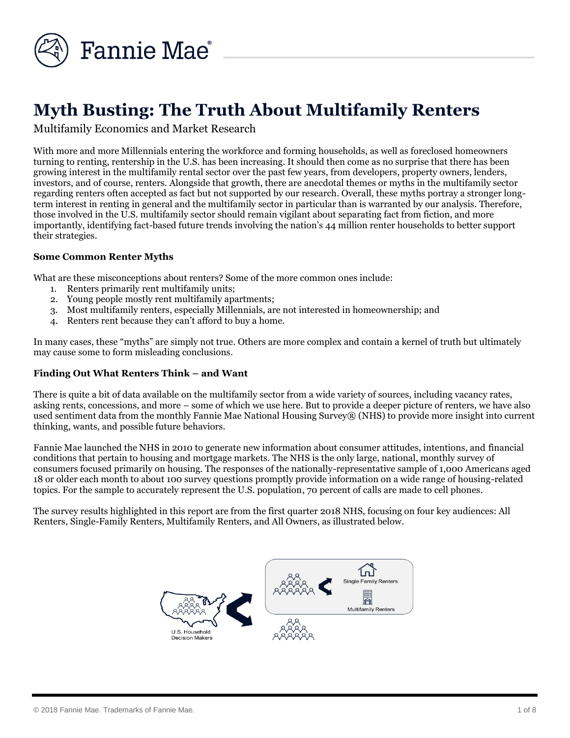# Myth Busting: The Truth About Multifamily Renters

Multifamily Economics and Market Research

With more and more Millennials entering the workforce and forming households, as well as foreclosed homeowners turning to renting, rentership in the U.S. has been increasing. It should then come as no surprise that there has been growing interest in the multifamily rental sector over the past few years, from developers, property owners, lenders, investors, and of course, renters. Alongside that growth, there are anecdotal themes or myths in the multifamily sector regarding renters often accepted as fact but not supported by our research. Overall, these myths portray a stronger long-term interest in renting in general and the multifamily sector in particular than is warranted by our analysis. Therefore, those involved in the U.S. multifamily sector should remain vigilant about separating fact from fiction, and more importantly, identifying fact-based future trends involving the nation's 44 million renter households to better support their strategies.

**Some Common Renter Myths**

What are these misconceptions about renters? Some of the more common ones include:

1. Renters primarily rent multifamily units;
2. Young people mostly rent multifamily apartments;
3. Most multifamily renters, especially Millennials, are not interested in homeownership; and
4. Renters rent because they can't afford to buy a home.

In many cases, these "myths" are simply not true. Others are more complex and contain a kernel of truth but ultimately may cause some to form misleading conclusions.

**Finding Out What Renters Think – and Want**

There is quite a bit of data available on the multifamily sector from a wide variety of sources, including vacancy rates, asking rents, concessions, and more – some of which we use here. But to provide a deeper picture of renters, we have also used sentiment data from the monthly Fannie Mae National Housing Survey® (NHS) to provide more insight into current thinking, wants, and possible future behaviors.

Fannie Mae launched the NHS in 2010 to generate new information about consumer attitudes, intentions, and financial conditions that pertain to housing and mortgage markets. The NHS is the only large, national, monthly survey of consumers focused primarily on housing. The responses of the nationally-representative sample of 1,000 Americans aged 18 or older each month to about 100 survey questions promptly provide information on a wide range of housing-related topics. For the sample to accurately represent the U.S. population, 70 percent of calls are made to cell phones.

The survey results highlighted in this report are from the first quarter 2018 NHS, focusing on four key audiences: All Renters, Single-Family Renters, Multifamily Renters, and All Owners, as illustrated below.

U.S. Household Decision Makers

Single Family Renters

Multifamily Renters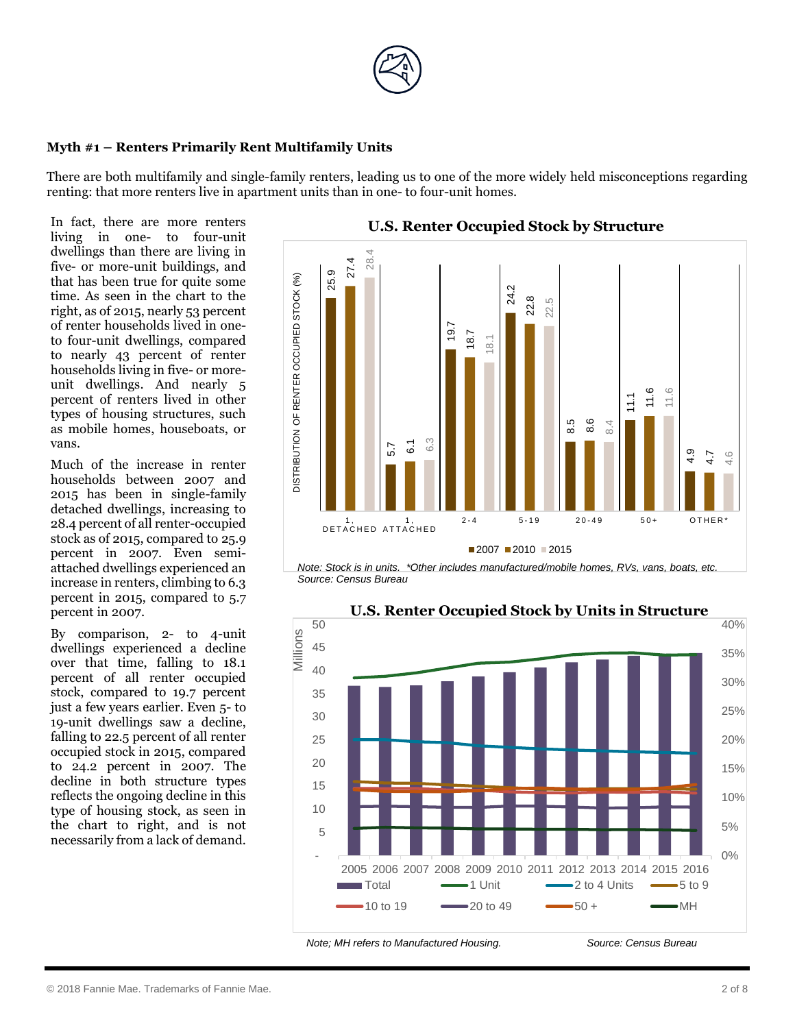**Myth #1 – Renters Primarily Rent Multifamily Units**

There are both multifamily and single-family renters, leading us to one of the more widely held misconceptions regarding renting: that more renters live in apartment units than in one- to four-unit homes.

In fact, there are more renters living in one- to four-unit dwellings than there are living in five- or more-unit buildings, and that has been true for quite some time. As seen in the chart to the right, as of 2015, nearly 53 percent of renter households lived in one- to four-unit dwellings, compared to nearly 43 percent of renter households living in five- or more-unit dwellings. And nearly 5 percent of renters lived in other types of housing structures, such as mobile homes, houseboats, or vans.

Much of the increase in renter households between 2007 and 2015 has been in single-family detached dwellings, increasing to 28.4 percent of all renter-occupied stock as of 2015, compared to 25.9 percent in 2007. Even semi-attached dwellings experienced an increase in renters, climbing to 6.3 percent in 2015, compared to 5.7 percent in 2007.

By comparison, 2- to 4-unit dwellings experienced a decline over that time, falling to 18.1 percent of all renter occupied stock, compared to 19.7 percent just a few years earlier. Even 5- to 19-unit dwellings saw a decline, falling to 22.5 percent of all renter occupied stock in 2015, compared to 24.2 percent in 2007. The decline in both structure types reflects the ongoing decline in this type of housing stock, as seen in the chart to right, and is not necessarily from a lack of demand.

**U.S. Renter Occupied Stock by Structure**

Distribution of renter occupied stock (%)

| Structure | 2007 | 2010 | 2015 |
|---|---|---|---|
| 1, Detached | 25.9 | 27.4 | 28.4 |
| 1, Attached | 5.7 | 6.1 | 6.3 |
| 2-4 | 19.7 | 18.7 | 18.1 |
| 5-19 | 24.2 | 22.8 | 22.5 |
| 20-49 | 8.5 | 8.6 | 8.4 |
| 50+ | 11.1 | 11.6 | 11.6 |
| Other* | 4.9 | 4.7 | 4.6 |

*Note: Stock is in units. \*Other includes manufactured/mobile homes, RVs, vans, boats, etc.*
*Source: Census Bureau*

**U.S. Renter Occupied Stock by Units in Structure**

Legend: Total (Millions, bars), 1 Unit, 2 to 4 Units, 5 to 9, 10 to 19, 20 to 49, 50 +, MH (percent, lines); years 2005–2016.

*Note; MH refers to Manufactured Housing.* *Source: Census Bureau*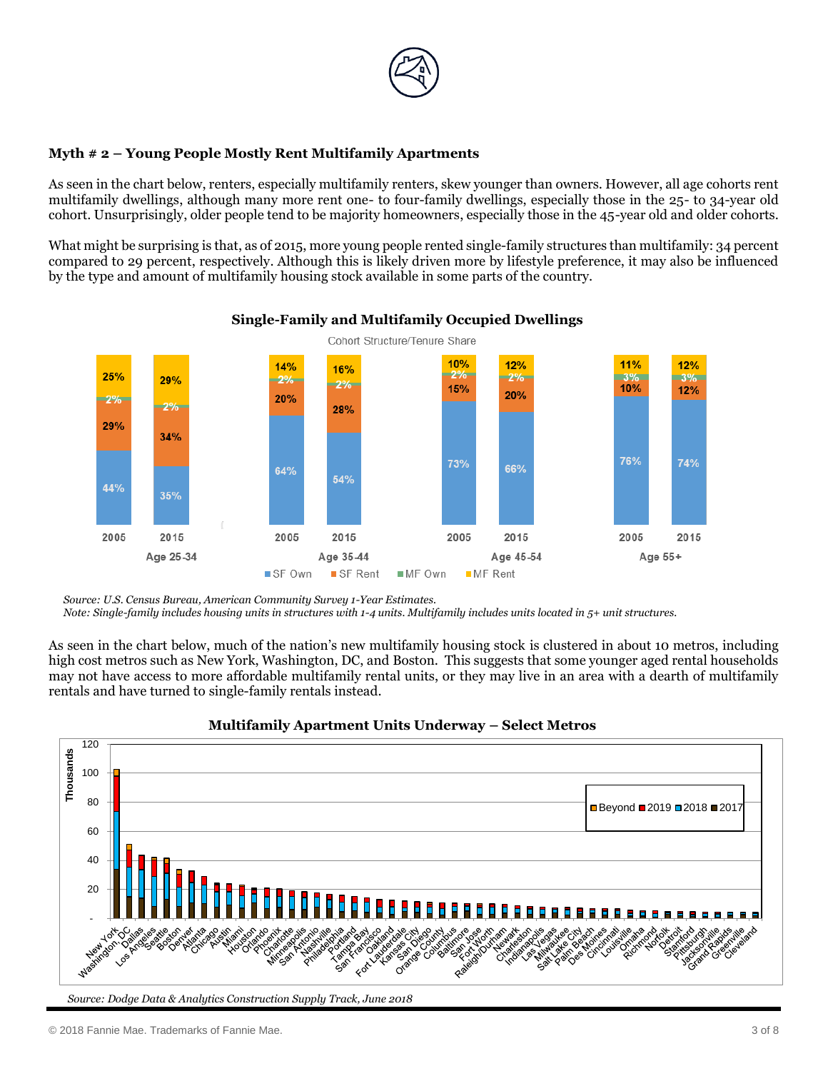**Myth # 2 – Young People Mostly Rent Multifamily Apartments**

As seen in the chart below, renters, especially multifamily renters, skew younger than owners. However, all age cohorts rent multifamily dwellings, although many more rent one- to four-family dwellings, especially those in the 25- to 34-year old cohort. Unsurprisingly, older people tend to be majority homeowners, especially those in the 45-year old and older cohorts.

What might be surprising is that, as of 2015, more young people rented single-family structures than multifamily: 34 percent compared to 29 percent, respectively. Although this is likely driven more by lifestyle preference, it may also be influenced by the type and amount of multifamily housing stock available in some parts of the country.

**Single-Family and Multifamily Occupied Dwellings**

Cohort Structure/Tenure Share

| Age | Year | SF Own | SF Rent | MF Own | MF Rent |
|---|---|---|---|---|---|
| Age 25-34 | 2005 | 44% | 29% | 2% | 25% |
| Age 25-34 | 2015 | 35% | 34% | 2% | 29% |
| Age 35-44 | 2005 | 64% | 20% | 2% | 14% |
| Age 35-44 | 2015 | 54% | 28% | 2% | 16% |
| Age 45-54 | 2005 | 73% | 15% | 2% | 10% |
| Age 45-54 | 2015 | 66% | 20% | 2% | 12% |
| Age 55+ | 2005 | 76% | 10% | 3% | 11% |
| Age 55+ | 2015 | 74% | 12% | 3% | 12% |

*Source: U.S. Census Bureau, American Community Survey 1-Year Estimates.*
*Note: Single-family includes housing units in structures with 1-4 units. Multifamily includes units located in 5+ unit structures.*

As seen in the chart below, much of the nation's new multifamily housing stock is clustered in about 10 metros, including high cost metros such as New York, Washington, DC, and Boston. This suggests that some younger aged rental households may not have access to more affordable multifamily rental units, or they may live in an area with a dearth of multifamily rentals and have turned to single-family rentals instead.

**Multifamily Apartment Units Underway – Select Metros**

Stacked bar chart (Thousands; legend: Beyond, 2019, 2018, 2017) for metros: New York, Washington, DC, Dallas, Los Angeles, Seattle, Boston, Denver, Atlanta, Chicago, Austin, Miami, Houston, Orlando, Phoenix, Charlotte, Minneapolis, San Antonio, Nashville, Philadelphia, Portland, Tampa Bay, San Francisco, Oakland, Fort Lauderdale, Kansas City, San Diego, Orange County, Columbus, Baltimore, San Jose, Fort Worth, Raleigh/Durham, Newark, Charleston, Indianapolis, Las Vegas, Milwaukee, Salt Lake City, Palm Beach, Des Moines, Cincinnati, Louisville, Omaha, Richmond, Norfolk, Detroit, Stamford, Pittsburgh, Jacksonville, Grand Rapids, Greenville, Cleveland.

*Source: Dodge Data & Analytics Construction Supply Track, June 2018*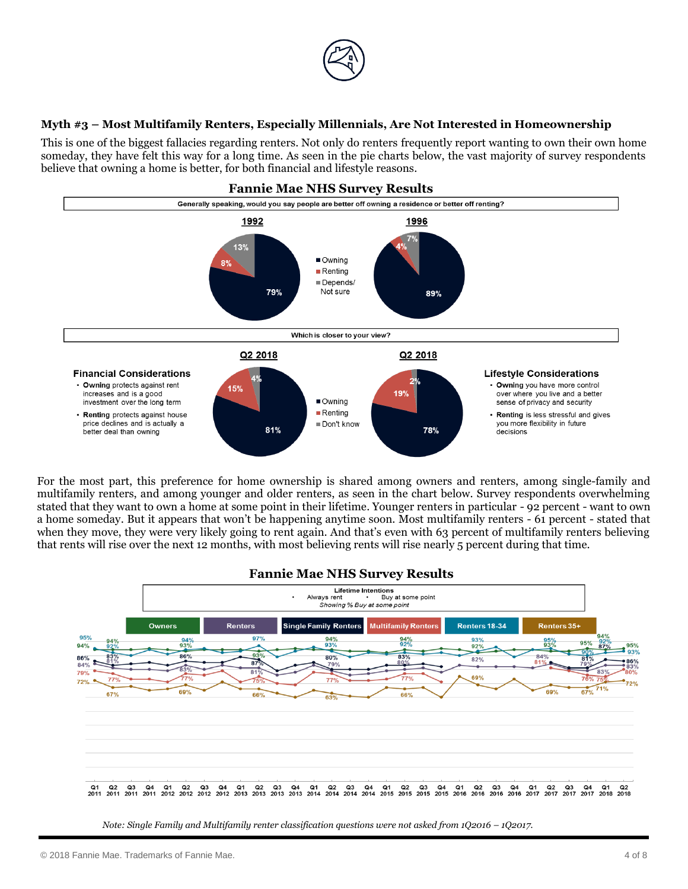**Myth #3 – Most Multifamily Renters, Especially Millennials, Are Not Interested in Homeownership**

This is one of the biggest fallacies regarding renters. Not only do renters frequently report wanting to own their own home someday, they have felt this way for a long time. As seen in the pie charts below, the vast majority of survey respondents believe that owning a home is better, for both financial and lifestyle reasons.

**Fannie Mae NHS Survey Results**

Generally speaking, would you say people are better off owning a residence or better off renting?

| | 1992 | 1996 |
|---|---|---|
| Owning | 79% | 89% |
| Renting | 8% | 4% |
| Depends/ Not sure | 13% | 7% |

Which is closer to your view?

| | Q2 2018 (Financial Considerations) | Q2 2018 (Lifestyle Considerations) |
|---|---|---|
| Owning | 81% | 78% |
| Renting | 15% | 19% |
| Don't know | 4% | 2% |

**Financial Considerations**

- **Owning** protects against rent increases and is a good investment over the long term
- **Renting** protects against house price declines and is actually a better deal than owning

**Lifestyle Considerations**

- **Owning** you have more control over where you live and a better sense of privacy and security
- **Renting** is less stressful and gives you more flexibility in future decisions

For the most part, this preference for home ownership is shared among owners and renters, among single-family and multifamily renters, and among younger and older renters, as seen in the chart below. Survey respondents overwhelming stated that they want to own a home at some point in their lifetime. Younger renters in particular - 92 percent - want to own a home someday. But it appears that won't be happening anytime soon. Most multifamily renters - 61 percent - stated that when they move, they were very likely going to rent again. And that's even with 63 percent of multifamily renters believing that rents will rise over the next 12 months, with most believing rents will rise nearly 5 percent during that time.

**Fannie Mae NHS Survey Results**

Lifetime Intentions
- Always rent
- Buy at some point

*Showing % Buy at some point*

Series: Owners, Renters, Single Family Renters, Multifamily Renters, Renters 18-34, Renters 35+

Q1 2011 – Q2 2018

*Note: Single Family and Multifamily renter classification questions were not asked from 1Q2016 – 1Q2017.*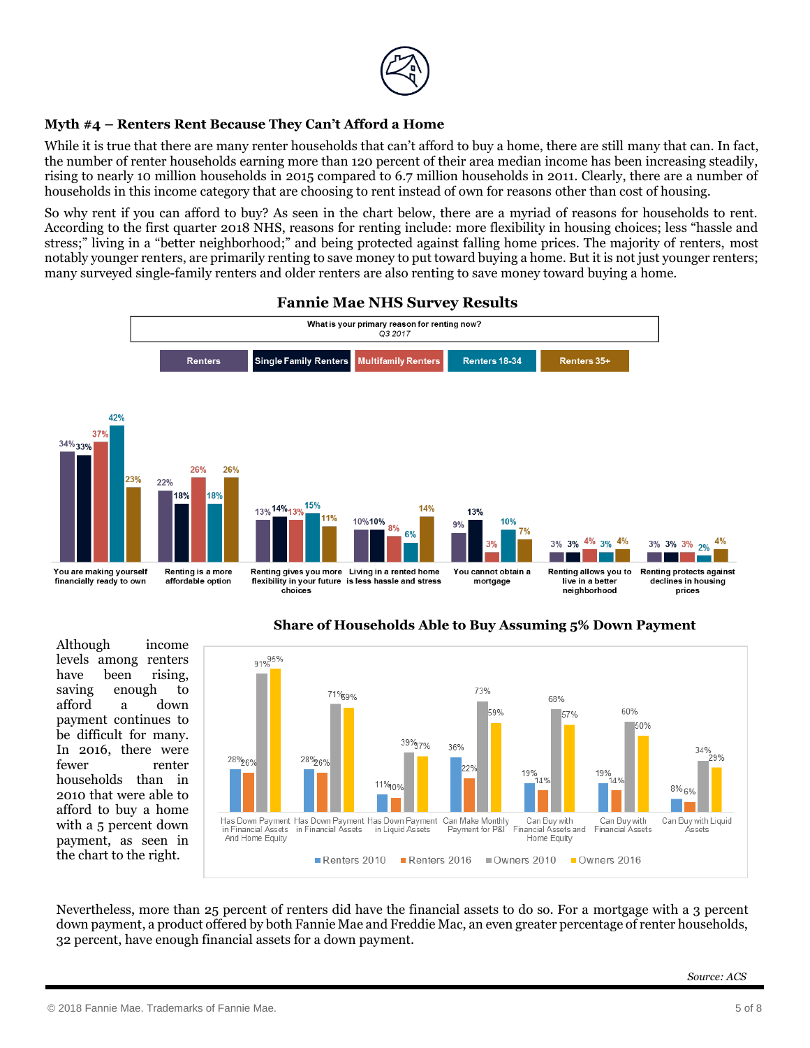### Myth #4 – Renters Rent Because They Can't Afford a Home

While it is true that there are many renter households that can't afford to buy a home, there are still many that can. In fact, the number of renter households earning more than 120 percent of their area median income has been increasing steadily, rising to nearly 10 million households in 2015 compared to 6.7 million households in 2011. Clearly, there are a number of households in this income category that are choosing to rent instead of own for reasons other than cost of housing.

So why rent if you can afford to buy? As seen in the chart below, there are a myriad of reasons for households to rent. According to the first quarter 2018 NHS, reasons for renting include: more flexibility in housing choices; less "hassle and stress;" living in a "better neighborhood;" and being protected against falling home prices. The majority of renters, most notably younger renters, are primarily renting to save money to put toward buying a home. But it is not just younger renters; many surveyed single-family renters and older renters are also renting to save money toward buying a home.

**Fannie Mae NHS Survey Results**

What is your primary reason for renting now? Q3 2017

| Reason | Renters | Single Family Renters | Multifamily Renters | Renters 18-34 | Renters 35+ |
|---|---|---|---|---|---|
| You are making yourself financially ready to own | 34% | 33% | 37% | 42% | 23% |
| Renting is a more affordable option | 22% | 18% | 26% | 18% | 26% |
| Renting gives you more flexibility in your future choices | 13% | 14% | 13% | 15% | 11% |
| Living in a rented home is less hassle and stress | 10% | 10% | 8% | 6% | 14% |
| You cannot obtain a mortgage | 9% | 13% | 3% | 10% | 7% |
| Renting allows you to live in a better neighborhood | 3% | 3% | 4% | 3% | 4% |
| Renting protects against declines in housing prices | 3% | 3% | 3% | 2% | 4% |

**Share of Households Able to Buy Assuming 5% Down Payment**

Although income levels among renters have been rising, saving enough to afford a down payment continues to be difficult for many. In 2016, there were fewer renter households than in 2010 that were able to afford to buy a home with a 5 percent down payment, as seen in the chart to the right.

| | Renters 2010 | Renters 2016 | Owners 2010 | Owners 2016 |
|---|---|---|---|---|
| Has Down Payment in Financial Assets And Home Equity | 28% | 26% | 91% | 95% |
| Has Down Payment in Financial Assets | 28% | 26% | 71% | 69% |
| Has Down Payment in Liquid Assets | 11% | 10% | 39% | 37% |
| Can Make Monthly Payment for P&I | 36% | 22% | 73% | 59% |
| Can Buy with Financial Assets and Home Equity | 19% | 14% | 68% | 57% |
| Can Buy with Financial Assets | 19% | 14% | 60% | 50% |
| Can Buy with Liquid Assets | 8% | 6% | 34% | 29% |

Nevertheless, more than 25 percent of renters did have the financial assets to do so. For a mortgage with a 3 percent down payment, a product offered by both Fannie Mae and Freddie Mac, an even greater percentage of renter households, 32 percent, have enough financial assets for a down payment.

*Source: ACS*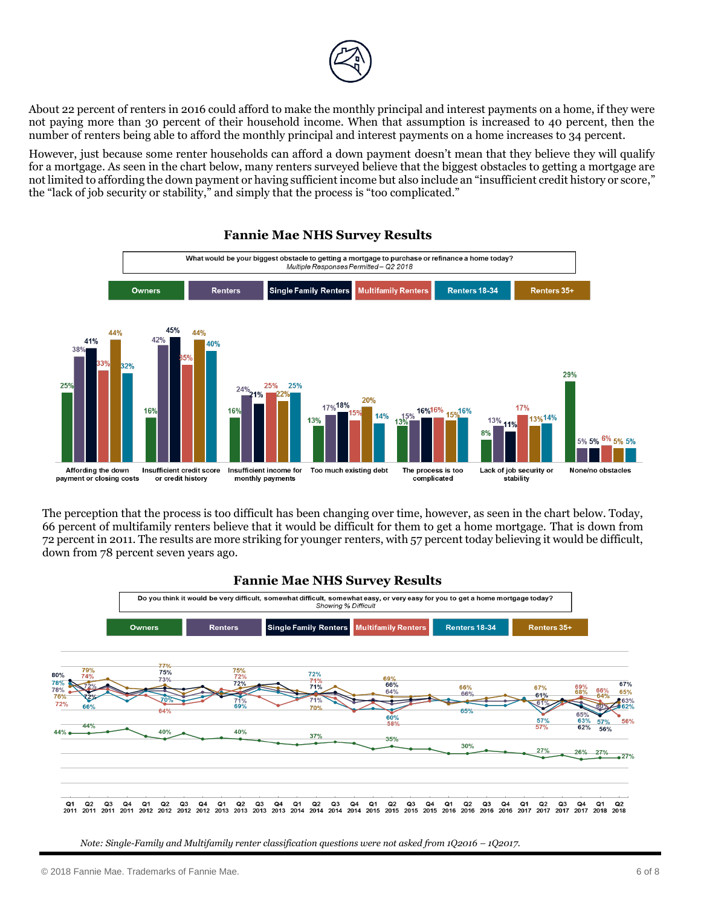About 22 percent of renters in 2016 could afford to make the monthly principal and interest payments on a home, if they were not paying more than 30 percent of their household income. When that assumption is increased to 40 percent, then the number of renters being able to afford the monthly principal and interest payments on a home increases to 34 percent.

However, just because some renter households can afford a down payment doesn't mean that they believe they will qualify for a mortgage. As seen in the chart below, many renters surveyed believe that the biggest obstacles to getting a mortgage are not limited to affording the down payment or having sufficient income but also include an "insufficient credit history or score," the "lack of job security or stability," and simply that the process is "too complicated."

## Fannie Mae NHS Survey Results

What would be your biggest obstacle to getting a mortgage to purchase or refinance a home today?
*Multiple Responses Permitted – Q2 2018*

| | Owners | Renters | Single Family Renters | Multifamily Renters | Renters 35+ | Renters 18-34 |
|---|---|---|---|---|---|---|
| Affording the down payment or closing costs | 25% | 38% | 41% | 33% | 44% | 32% |
| Insufficient credit score or credit history | 16% | 42% | 45% | 35% | 44% | 40% |
| Insufficient income for monthly payments | 16% | 24% | 21% | 25% | 22% | 25% |
| Too much existing debt | 13% | 17% | 18% | 15% | 20% | 14% |
| The process is too complicated | 13% | 15% | 16% | 16% | 15% | 16% |
| Lack of job security or stability | 8% | 13% | 11% | 17% | 13% | 14% |
| None/no obstacles | 29% | 5% | 5% | 6% | 5% | 5% |

The perception that the process is too difficult has been changing over time, however, as seen in the chart below. Today, 66 percent of multifamily renters believe that it would be difficult for them to get a home mortgage. That is down from 72 percent in 2011. The results are more striking for younger renters, with 57 percent today believing it would be difficult, down from 78 percent seven years ago.

## Fannie Mae NHS Survey Results

Do you think it would be very difficult, somewhat difficult, somewhat easy, or very easy for you to get a home mortgage today?
*Showing % Difficult*

Series: Owners, Renters, Single Family Renters, Multifamily Renters, Renters 18-34, Renters 35+

Line chart, Q1 2011 – Q2 2018. Labeled values include: Q1 2011: 80%, 78%, 78%, 76%, 72%, 44%; Q2 2011: 79%, 74%, 72%, 72%, 66%, 44%; Q2 2012: 77%, 75%, 73%, 70%, 64%, 40%; Q2 2013: 75%, 72%, 72%, 71%, 69%, 40%; Q2 2014: 72%, 71%, 71%, 71%, 70%, 37%; Q2 2015: 69%, 66%, 64%, 60%, 58%, 35%; Q2 2016: 66%, 66%, 65%, 30%; Q2 2017: 67%, 61%, 61%, 57%, 57%, 27%; Q4 2017: 69%, 68%, 65%, 63%, 62%, 26%; Q1 2018: 66%, 64%, 60%, 57%, 56%, 27%; Q2 2018: 67%, 65%, 63%, 62%, 56%, 27%.

*Note: Single-Family and Multifamily renter classification questions were not asked from 1Q2016 – 1Q2017.*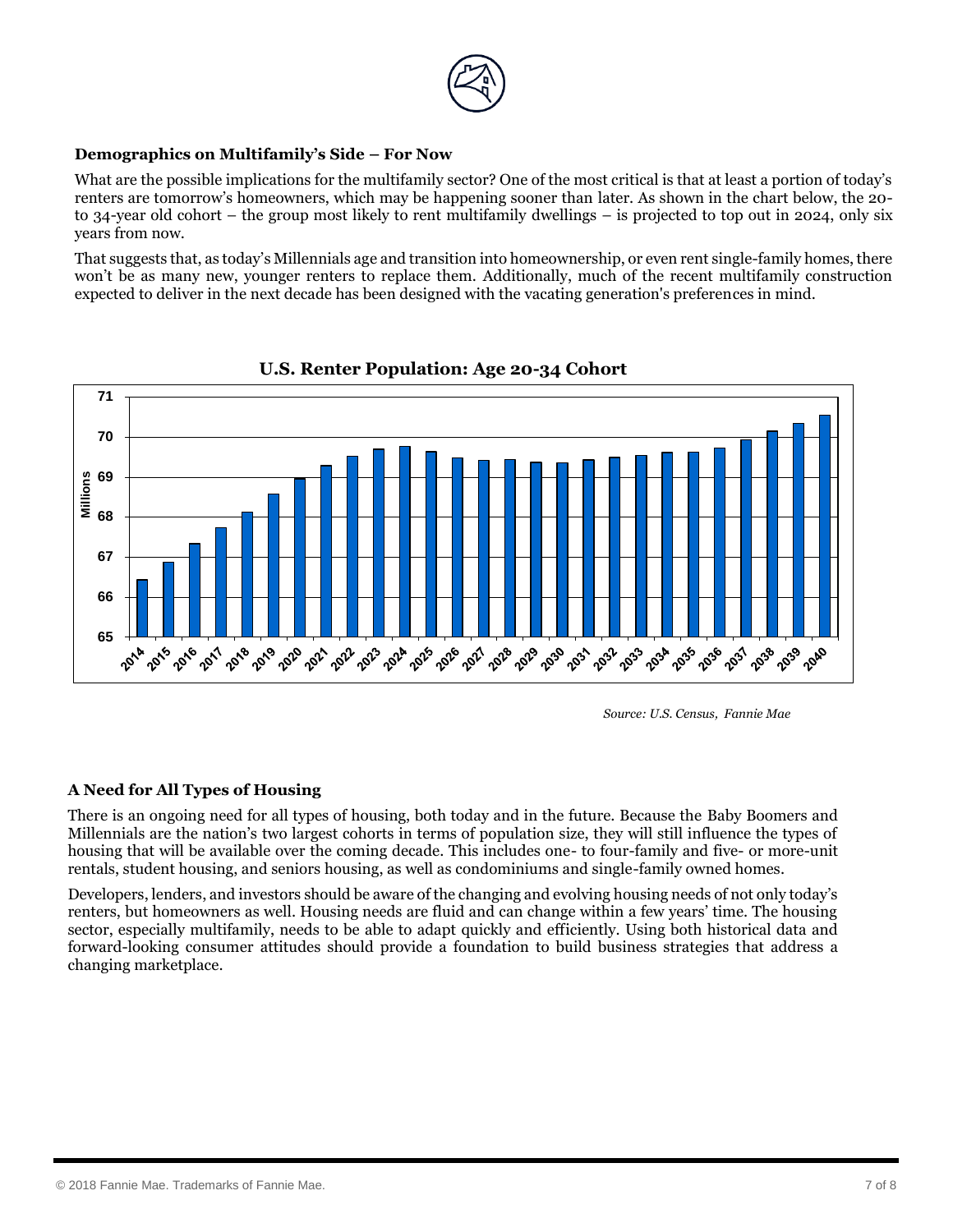**Demographics on Multifamily's Side – For Now**

What are the possible implications for the multifamily sector? One of the most critical is that at least a portion of today's renters are tomorrow's homeowners, which may be happening sooner than later. As shown in the chart below, the 20- to 34-year old cohort – the group most likely to rent multifamily dwellings – is projected to top out in 2024, only six years from now.

That suggests that, as today's Millennials age and transition into homeownership, or even rent single-family homes, there won't be as many new, younger renters to replace them. Additionally, much of the recent multifamily construction expected to deliver in the next decade has been designed with the vacating generation's preferences in mind.

**U.S. Renter Population: Age 20-34 Cohort**

*Source: U.S. Census, Fannie Mae*

**A Need for All Types of Housing**

There is an ongoing need for all types of housing, both today and in the future. Because the Baby Boomers and Millennials are the nation's two largest cohorts in terms of population size, they will still influence the types of housing that will be available over the coming decade. This includes one- to four-family and five- or more-unit rentals, student housing, and seniors housing, as well as condominiums and single-family owned homes.

Developers, lenders, and investors should be aware of the changing and evolving housing needs of not only today's renters, but homeowners as well. Housing needs are fluid and can change within a few years' time. The housing sector, especially multifamily, needs to be able to adapt quickly and efficiently. Using both historical data and forward-looking consumer attitudes should provide a foundation to build business strategies that address a changing marketplace.

© 2018 Fannie Mae. Trademarks of Fannie Mae.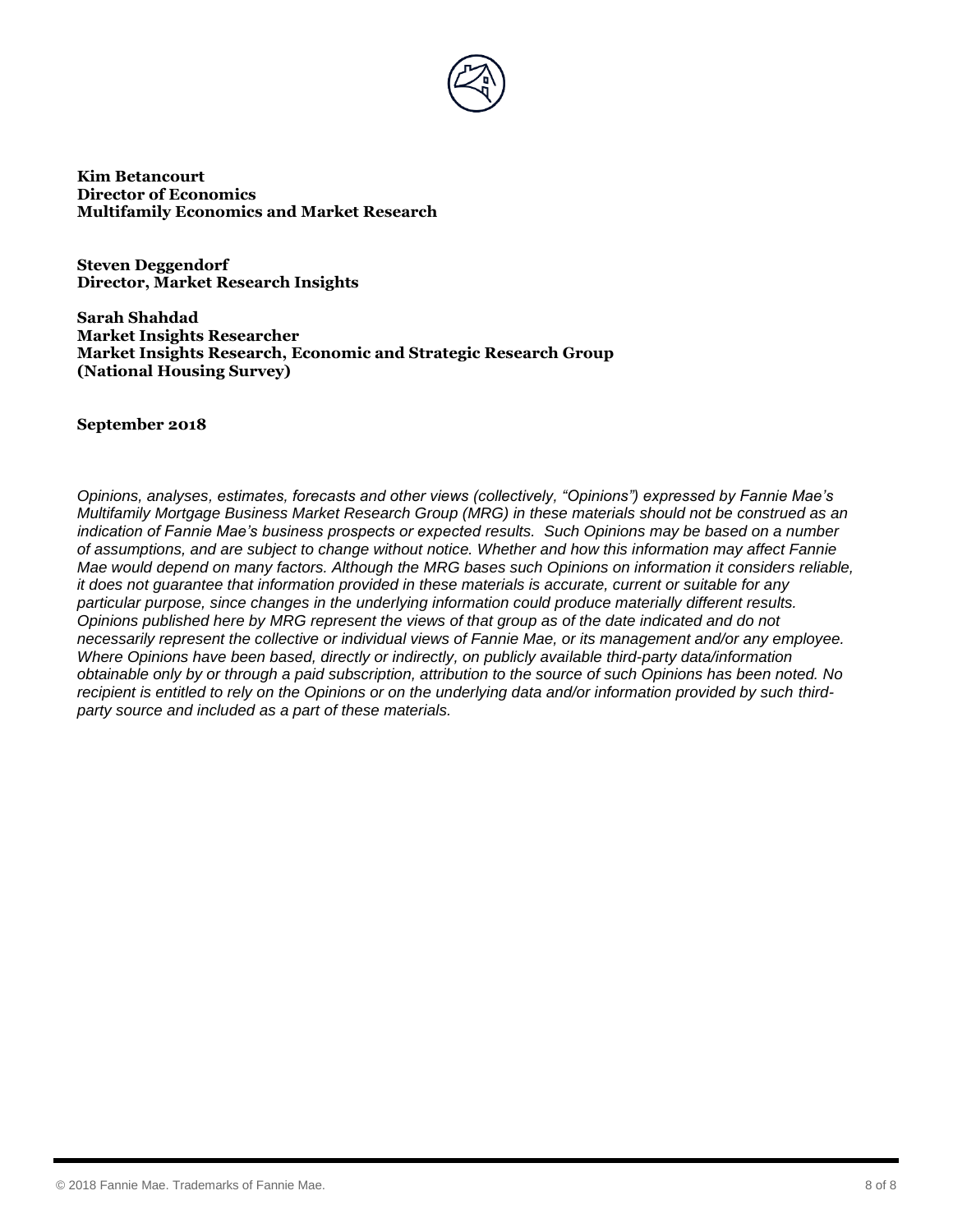**Kim Betancourt**
**Director of Economics**
**Multifamily Economics and Market Research**

**Steven Deggendorf**
**Director, Market Research Insights**

**Sarah Shahdad**
**Market Insights Researcher**
**Market Insights Research, Economic and Strategic Research Group**
**(National Housing Survey)**

**September 2018**

*Opinions, analyses, estimates, forecasts and other views (collectively, "Opinions") expressed by Fannie Mae's Multifamily Mortgage Business Market Research Group (MRG) in these materials should not be construed as an indication of Fannie Mae's business prospects or expected results. Such Opinions may be based on a number of assumptions, and are subject to change without notice. Whether and how this information may affect Fannie Mae would depend on many factors. Although the MRG bases such Opinions on information it considers reliable, it does not guarantee that information provided in these materials is accurate, current or suitable for any particular purpose, since changes in the underlying information could produce materially different results. Opinions published here by MRG represent the views of that group as of the date indicated and do not necessarily represent the collective or individual views of Fannie Mae, or its management and/or any employee. Where Opinions have been based, directly or indirectly, on publicly available third-party data/information obtainable only by or through a paid subscription, attribution to the source of such Opinions has been noted. No recipient is entitled to rely on the Opinions or on the underlying data and/or information provided by such third-party source and included as a part of these materials.*